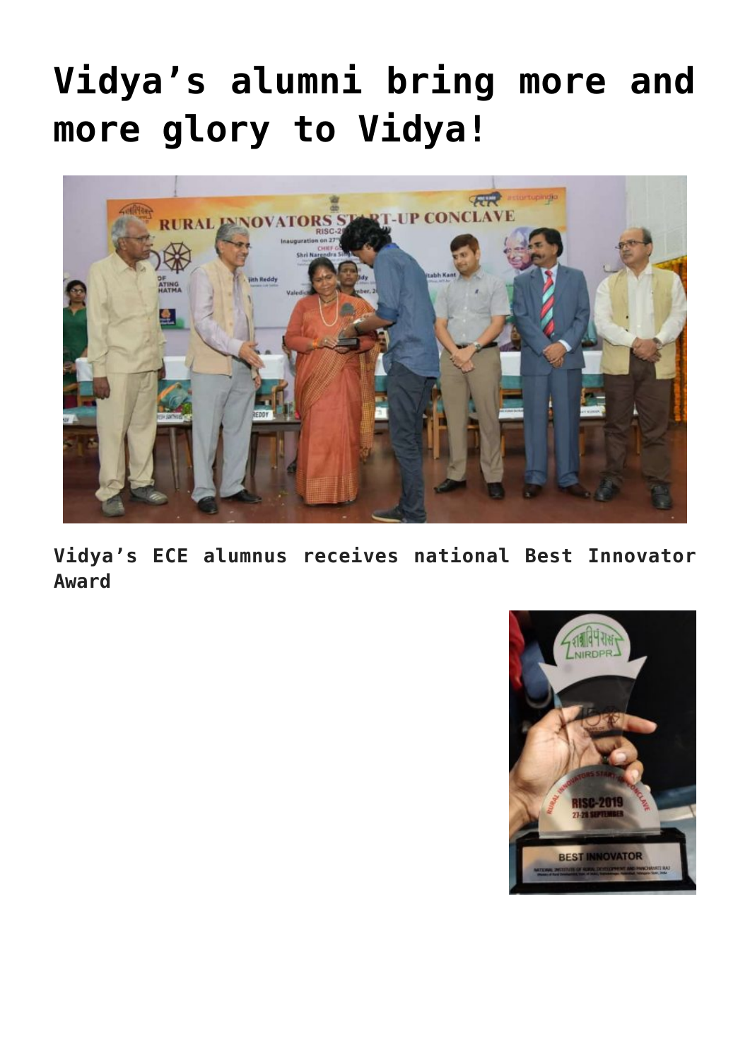# Vidya’s alumni bring more and more glory to Vidya!

**Vidya’s ECE alumnus receives national Best Innovator Award**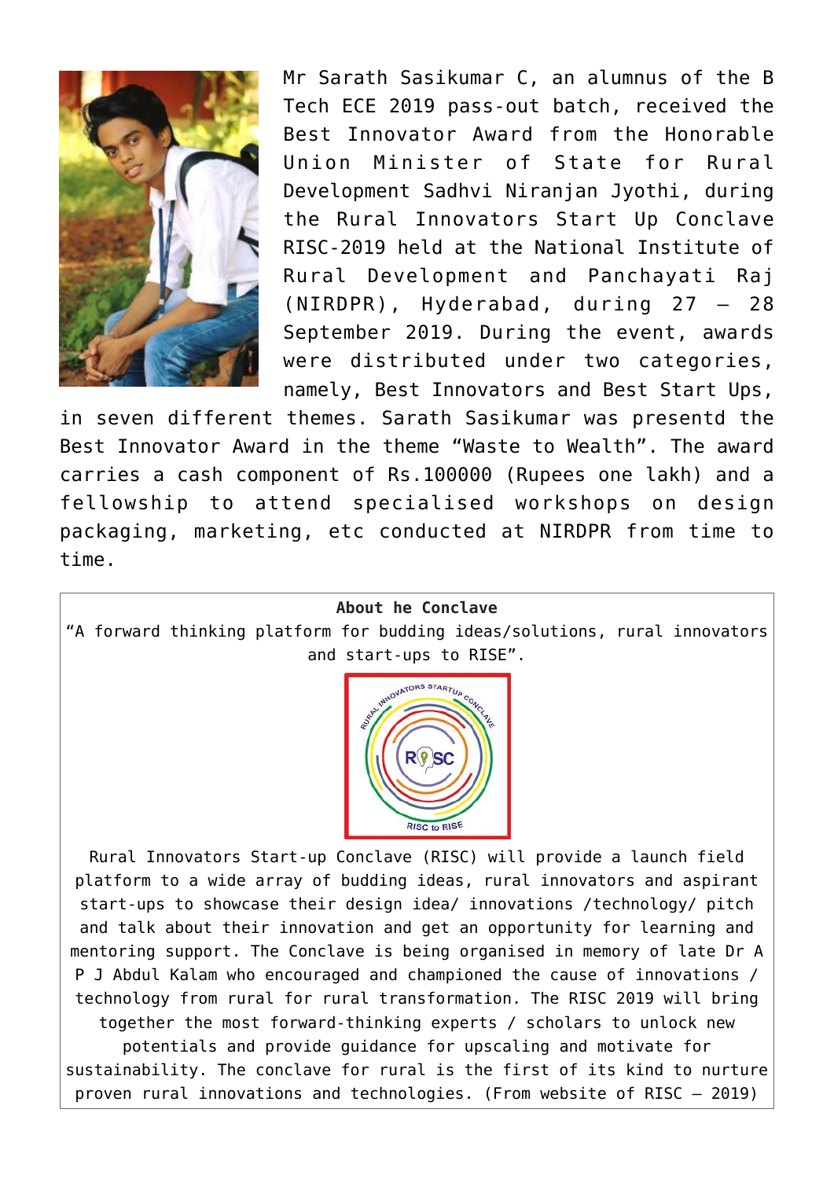Mr Sarath Sasikumar C, an alumnus of the B Tech ECE 2019 pass-out batch, received the Best Innovator Award from the Honorable Union Minister of State for Rural Development Sadhvi Niranjan Jyothi, during the Rural Innovators Start Up Conclave RISC-2019 held at the National Institute of Rural Development and Panchayati Raj (NIRDPR), Hyderabad, during 27 – 28 September 2019. During the event, awards were distributed under two categories, namely, Best Innovators and Best Start Ups, in seven different themes. Sarath Sasikumar was presentd the Best Innovator Award in the theme "Waste to Wealth". The award carries a cash component of Rs.100000 (Rupees one lakh) and a fellowship to attend specialised workshops on design packaging, marketing, etc conducted at NIRDPR from time to time.

**About he Conclave**

"A forward thinking platform for budding ideas/solutions, rural innovators and start-ups to RISE".

Rural Innovators Start-up Conclave (RISC) will provide a launch field platform to a wide array of budding ideas, rural innovators and aspirant start-ups to showcase their design idea/ innovations /technology/ pitch and talk about their innovation and get an opportunity for learning and mentoring support. The Conclave is being organised in memory of late Dr A P J Abdul Kalam who encouraged and championed the cause of innovations / technology from rural for rural transformation. The RISC 2019 will bring together the most forward-thinking experts / scholars to unlock new potentials and provide guidance for upscaling and motivate for sustainability. The conclave for rural is the first of its kind to nurture proven rural innovations and technologies. (From website of RISC – 2019)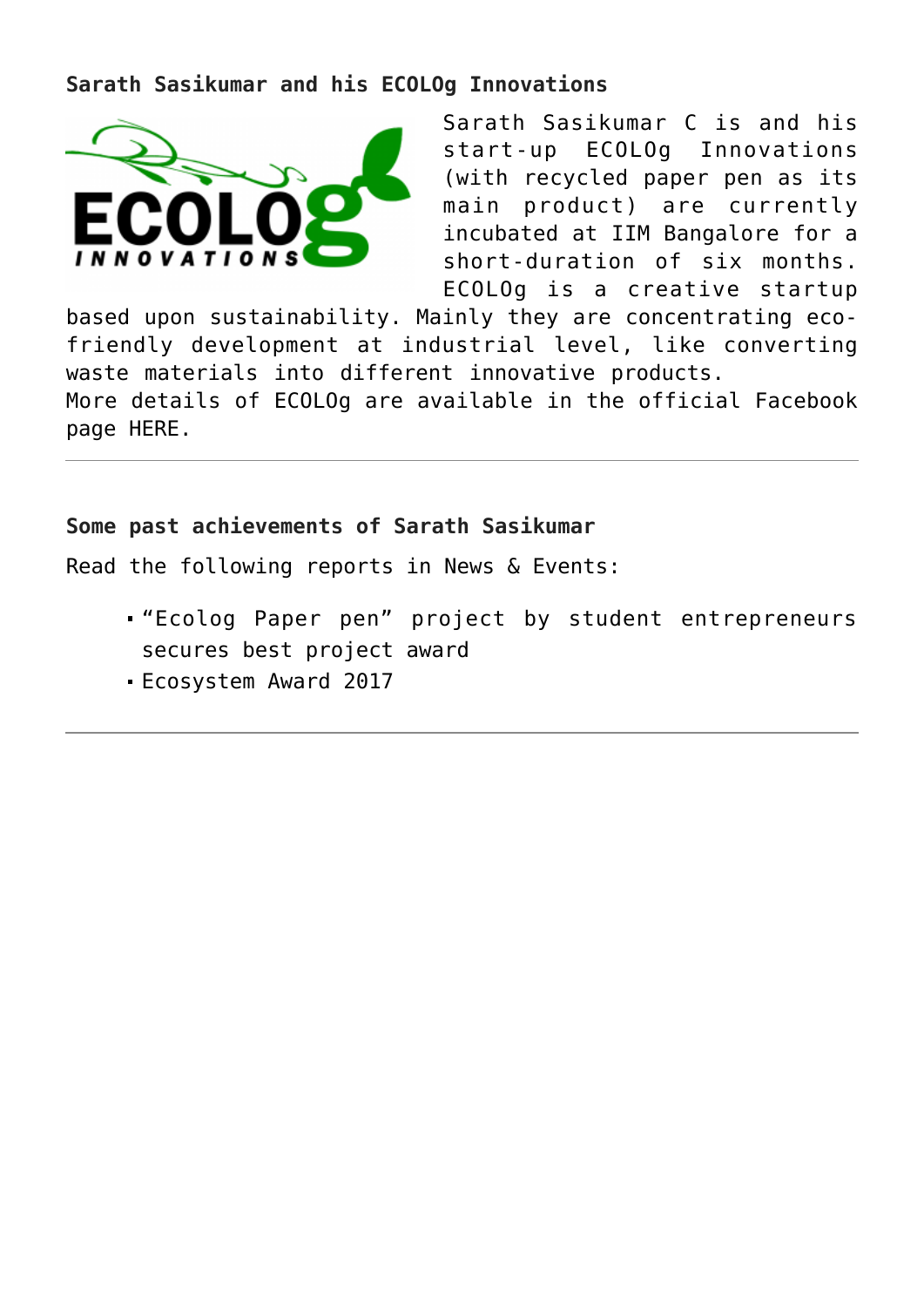**Sarath Sasikumar and his ECOLOg Innovations**

Sarath Sasikumar C is and his start-up ECOLOg Innovations (with recycled paper pen as its main product) are currently incubated at IIM Bangalore for a short-duration of six months. ECOLOg is a creative startup based upon sustainability. Mainly they are concentrating eco-friendly development at industrial level, like converting waste materials into different innovative products.
More details of ECOLOg are available in the official Facebook page HERE.

---

**Some past achievements of Sarath Sasikumar**

Read the following reports in News & Events:

- "Ecolog Paper pen" project by student entrepreneurs secures best project award
- Ecosystem Award 2017

---